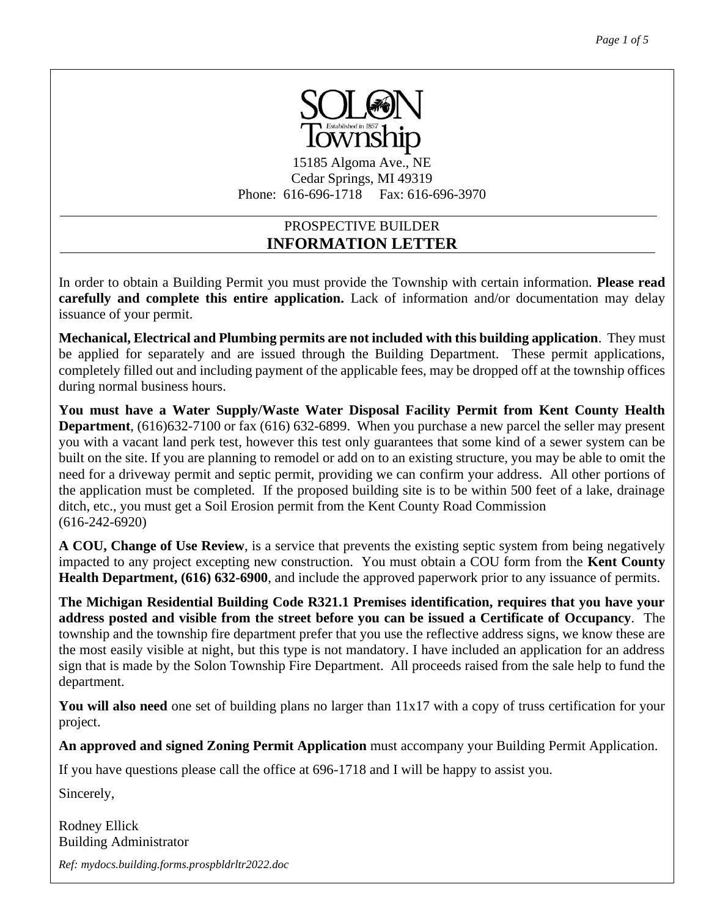SOLON Township
Established in 1857

15185 Algoma Ave., NE
Cedar Springs, MI 49319
Phone: 616-696-1718 Fax: 616-696-3970

# PROSPECTIVE BUILDER
# INFORMATION LETTER

In order to obtain a Building Permit you must provide the Township with certain information. **Please read carefully and complete this entire application.** Lack of information and/or documentation may delay issuance of your permit.

**Mechanical, Electrical and Plumbing permits are not included with this building application**. They must be applied for separately and are issued through the Building Department. These permit applications, completely filled out and including payment of the applicable fees, may be dropped off at the township offices during normal business hours.

**You must have a Water Supply/Waste Water Disposal Facility Permit from Kent County Health Department**, (616)632-7100 or fax (616) 632-6899. When you purchase a new parcel the seller may present you with a vacant land perk test, however this test only guarantees that some kind of a sewer system can be built on the site. If you are planning to remodel or add on to an existing structure, you may be able to omit the need for a driveway permit and septic permit, providing we can confirm your address. All other portions of the application must be completed. If the proposed building site is to be within 500 feet of a lake, drainage ditch, etc., you must get a Soil Erosion permit from the Kent County Road Commission (616-242-6920)

**A COU, Change of Use Review**, is a service that prevents the existing septic system from being negatively impacted to any project excepting new construction. You must obtain a COU form from the **Kent County Health Department, (616) 632-6900**, and include the approved paperwork prior to any issuance of permits.

**The Michigan Residential Building Code R321.1 Premises identification, requires that you have your address posted and visible from the street before you can be issued a Certificate of Occupancy**. The township and the township fire department prefer that you use the reflective address signs, we know these are the most easily visible at night, but this type is not mandatory. I have included an application for an address sign that is made by the Solon Township Fire Department. All proceeds raised from the sale help to fund the department.

**You will also need** one set of building plans no larger than 11x17 with a copy of truss certification for your project.

**An approved and signed Zoning Permit Application** must accompany your Building Permit Application.

If you have questions please call the office at 696-1718 and I will be happy to assist you.

Sincerely,

Rodney Ellick
Building Administrator

*Ref: mydocs.building.forms.prospbldrltr2022.doc*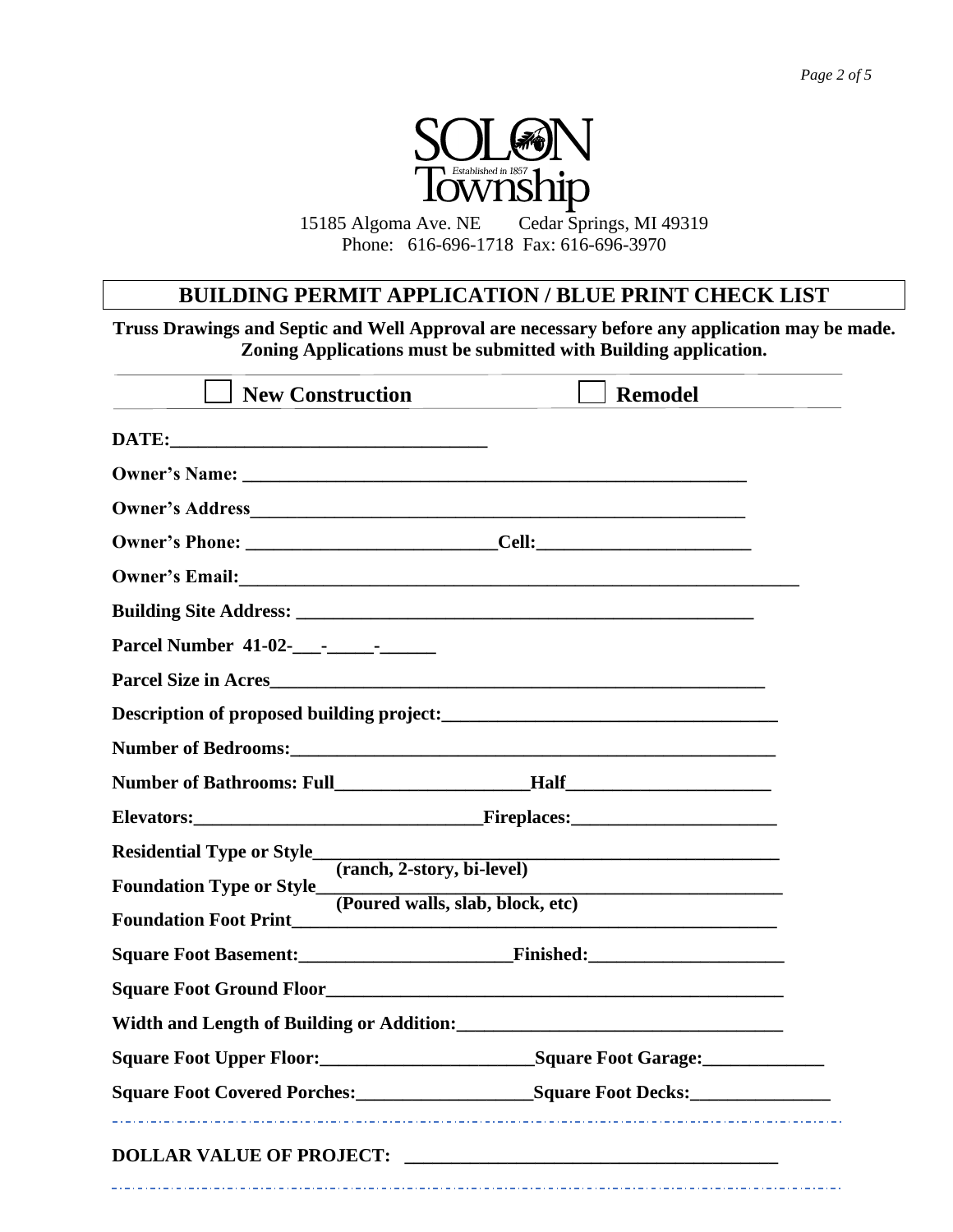SOLON Township
Established in 1857

15185 Algoma Ave. NE    Cedar Springs, MI 49319
Phone: 616-696-1718 Fax: 616-696-3970

## BUILDING PERMIT APPLICATION / BLUE PRINT CHECK LIST

**Truss Drawings and Septic and Well Approval are necessary before any application may be made. Zoning Applications must be submitted with Building application.**

☐ **New Construction**    ☐ **Remodel**

**DATE:**_________________________________

**Owner's Name:** _______________________________________________________

**Owner's Address**_______________________________________________________

**Owner's Phone:** __________________________**Cell:**______________________

**Owner's Email:**____________________________________________________________

**Building Site Address:** _________________________________________________

**Parcel Number 41-02-___-_____-______**

**Parcel Size in Acres**______________________________________________________

**Description of proposed building project:**___________________________________

**Number of Bedrooms:**______________________________________________________

**Number of Bathrooms: Full**____________________**Half**_____________________

**Elevators:**______________________________**Fireplaces:**_____________________

**Residential Type or Style**_________________________________________________
**(ranch, 2-story, bi-level)**

**Foundation Type or Style**_________________________________________________
**(Poured walls, slab, block, etc)**

**Foundation Foot Print**____________________________________________________

**Square Foot Basement:**______________________**Finished:**____________________

**Square Foot Ground Floor**_________________________________________________

**Width and Length of Building or Addition:**__________________________________

**Square Foot Upper Floor:**______________________**Square Foot Garage:**____________

**Square Foot Covered Porches:**__________________**Square Foot Decks:**______________

**DOLLAR VALUE OF PROJECT:** _______________________________________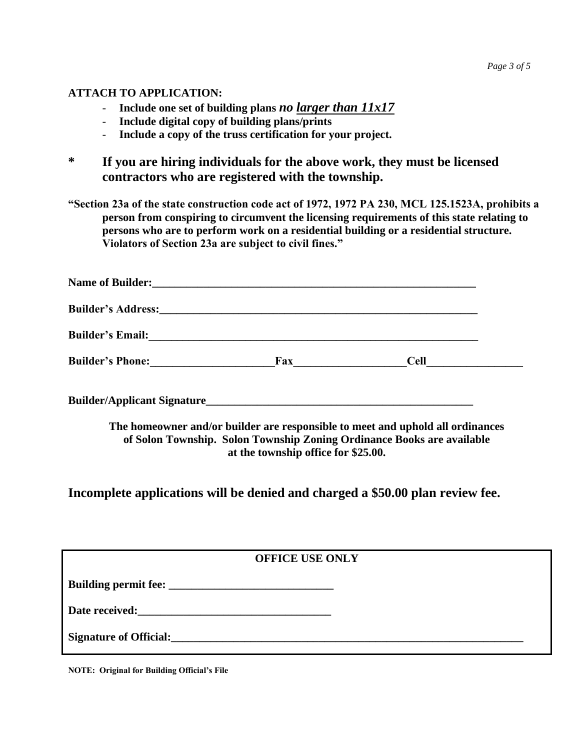**ATTACH TO APPLICATION:**

- **Include one set of building plans** ***no <u>larger than 11x17</u>***
- **Include digital copy of building plans/prints**
- **Include a copy of the truss certification for your project.**

**\*   If you are hiring individuals for the above work, they must be licensed contractors who are registered with the township.**

**"Section 23a of the state construction code act of 1972, 1972 PA 230, MCL 125.1523A, prohibits a person from conspiring to circumvent the licensing requirements of this state relating to persons who are to perform work on a residential building or a residential structure. Violators of Section 23a are subject to civil fines."**

**Name of Builder:**\_\_\_\_\_\_\_\_\_\_\_\_\_\_\_\_\_\_\_\_\_\_\_\_\_\_\_\_\_\_\_\_\_\_\_\_\_\_\_\_\_\_\_\_\_\_\_\_\_\_\_\_\_\_\_\_

**Builder's Address:**\_\_\_\_\_\_\_\_\_\_\_\_\_\_\_\_\_\_\_\_\_\_\_\_\_\_\_\_\_\_\_\_\_\_\_\_\_\_\_\_\_\_\_\_\_\_\_\_\_\_\_\_\_\_\_\_

**Builder's Email:**\_\_\_\_\_\_\_\_\_\_\_\_\_\_\_\_\_\_\_\_\_\_\_\_\_\_\_\_\_\_\_\_\_\_\_\_\_\_\_\_\_\_\_\_\_\_\_\_\_\_\_\_\_\_\_\_

**Builder's Phone:**\_\_\_\_\_\_\_\_\_\_\_\_\_\_\_\_\_\_\_\_\_ **Fax**\_\_\_\_\_\_\_\_\_\_\_\_\_\_\_\_\_\_\_ **Cell**\_\_\_\_\_\_\_\_\_\_\_\_\_\_\_\_\_

**Builder/Applicant Signature**\_\_\_\_\_\_\_\_\_\_\_\_\_\_\_\_\_\_\_\_\_\_\_\_\_\_\_\_\_\_\_\_\_\_\_\_\_\_\_\_\_\_\_\_\_\_\_

**The homeowner and/or builder are responsible to meet and uphold all ordinances of Solon Township. Solon Township Zoning Ordinance Books are available at the township office for $25.00.**

## Incomplete applications will be denied and charged a $50.00 plan review fee.

| OFFICE USE ONLY |
| --- |
| **Building permit fee:** \_\_\_\_\_\_\_\_\_\_\_\_\_\_\_\_\_\_\_\_\_\_\_\_\_\_\_\_ |
| **Date received:**\_\_\_\_\_\_\_\_\_\_\_\_\_\_\_\_\_\_\_\_\_\_\_\_\_\_\_\_\_\_\_\_ |
| **Signature of Official:**\_\_\_\_\_\_\_\_\_\_\_\_\_\_\_\_\_\_\_\_\_\_\_\_\_\_\_\_\_\_\_\_\_\_\_\_\_\_\_\_\_\_\_\_\_\_\_\_\_\_\_\_\_\_\_\_\_\_\_\_ |

**NOTE: Original for Building Official's File**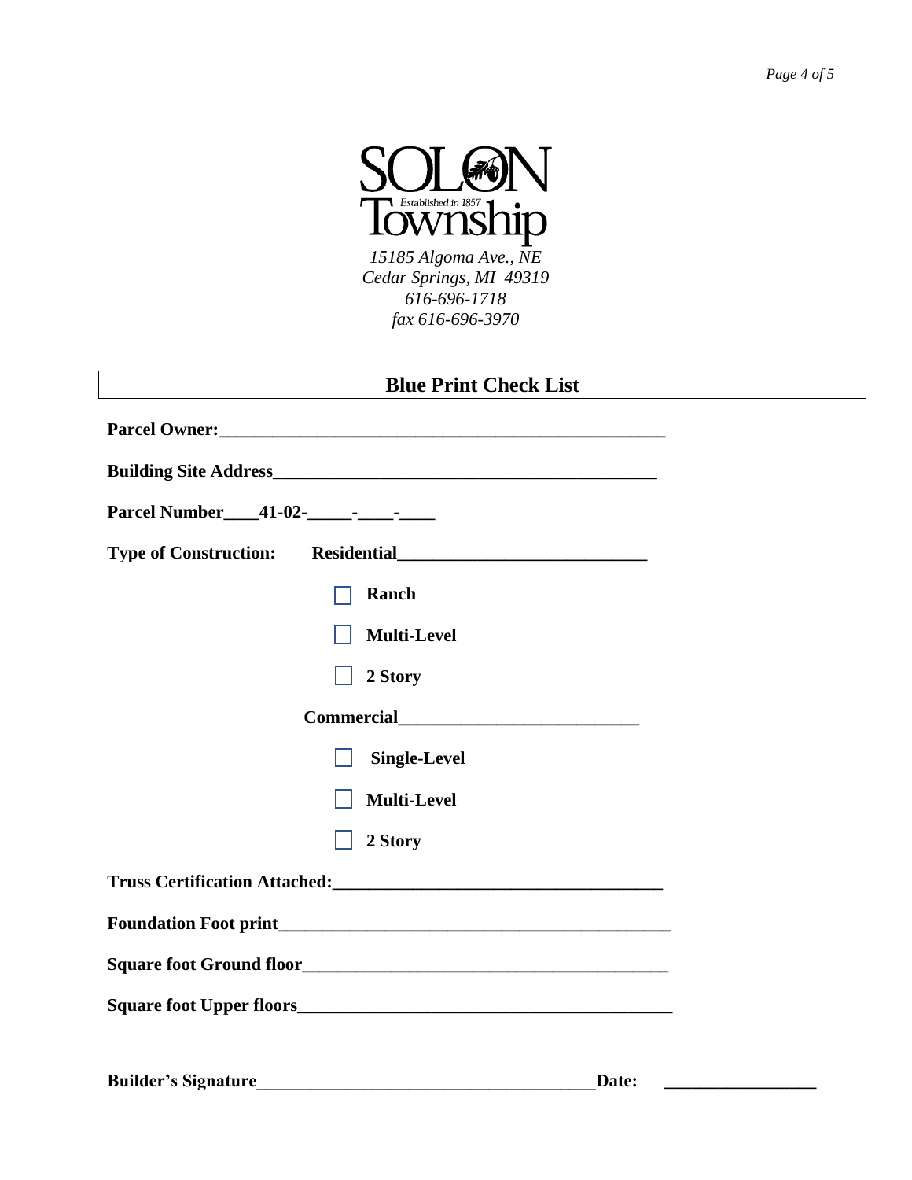SOLON Township
Established in 1857

*15185 Algoma Ave., NE*
*Cedar Springs, MI 49319*
*616-696-1718*
*fax 616-696-3970*

# Blue Print Check List

**Parcel Owner:**___________________________________________________

**Building Site Address**____________________________________________

**Parcel Number**____**41-02-**_____-____-____

**Type of Construction:** **Residential**___________________________

- ☐ **Ranch**
- ☐ **Multi-Level**
- ☐ **2 Story**

**Commercial**__________________________

- ☐ **Single-Level**
- ☐ **Multi-Level**
- ☐ **2 Story**

**Truss Certification Attached:**____________________________________

**Foundation Foot print**____________________________________________

**Square foot Ground floor**__________________________________________

**Square foot Upper floors**__________________________________________

**Builder's Signature**______________________________________ **Date:** ________________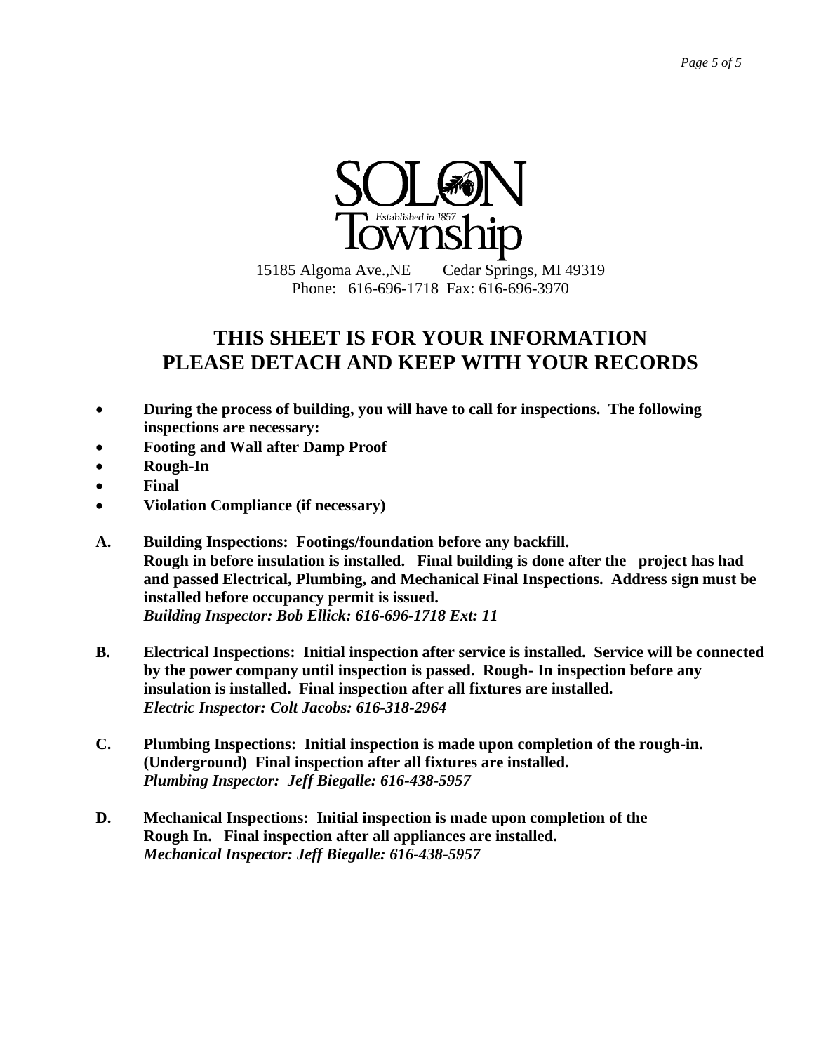SOLON Township
Established in 1857

15185 Algoma Ave.,NE Cedar Springs, MI 49319
Phone: 616-696-1718 Fax: 616-696-3970

## THIS SHEET IS FOR YOUR INFORMATION PLEASE DETACH AND KEEP WITH YOUR RECORDS

- **During the process of building, you will have to call for inspections. The following inspections are necessary:**
- **Footing and Wall after Damp Proof**
- **Rough-In**
- **Final**
- **Violation Compliance (if necessary)**

**A. Building Inspections: Footings/foundation before any backfill. Rough in before insulation is installed. Final building is done after the project has had and passed Electrical, Plumbing, and Mechanical Final Inspections. Address sign must be installed before occupancy permit is issued.**
***Building Inspector: Bob Ellick: 616-696-1718 Ext: 11***

**B. Electrical Inspections: Initial inspection after service is installed. Service will be connected by the power company until inspection is passed. Rough- In inspection before any insulation is installed. Final inspection after all fixtures are installed.**
***Electric Inspector: Colt Jacobs: 616-318-2964***

**C. Plumbing Inspections: Initial inspection is made upon completion of the rough-in. (Underground) Final inspection after all fixtures are installed.**
***Plumbing Inspector: Jeff Biegalle: 616-438-5957***

**D. Mechanical Inspections: Initial inspection is made upon completion of the Rough In. Final inspection after all appliances are installed.**
***Mechanical Inspector: Jeff Biegalle: 616-438-5957***